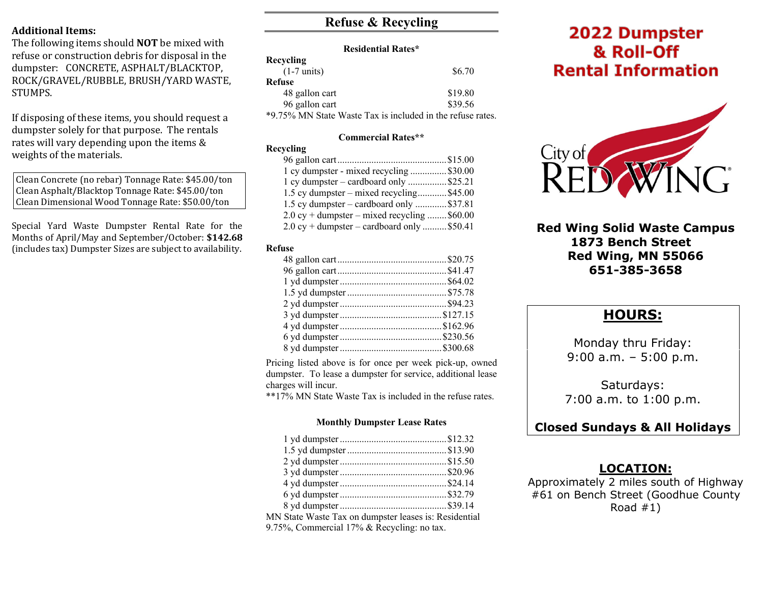**Additional Items:**
The following items should **NOT** be mixed with refuse or construction debris for disposal in the dumpster: CONCRETE, ASPHALT/BLACKTOP, ROCK/GRAVEL/RUBBLE, BRUSH/YARD WASTE, STUMPS.

If disposing of these items, you should request a dumpster solely for that purpose. The rentals rates will vary depending upon the items & weights of the materials.

Clean Concrete (no rebar) Tonnage Rate: $45.00/ton
Clean Asphalt/Blacktop Tonnage Rate: $45.00/ton
Clean Dimensional Wood Tonnage Rate: $50.00/ton

Special Yard Waste Dumpster Rental Rate for the Months of April/May and September/October: **$142.68** (includes tax) Dumpster Sizes are subject to availability.

## Refuse & Recycling

### Residential Rates*

| | |
|---|---|
| **Recycling** | |
| (1-7 units) | $6.70 |
| **Refuse** | |
| 48 gallon cart | $19.80 |
| 96 gallon cart | $39.56 |

*9.75% MN State Waste Tax is included in the refuse rates.

### Commercial Rates**

| | |
|---|---|
| **Recycling** | |
| 96 gallon cart | $15.00 |
| 1 cy dumpster - mixed recycling | $30.00 |
| 1 cy dumpster – cardboard only | $25.21 |
| 1.5 cy dumpster – mixed recycling | $45.00 |
| 1.5 cy dumpster – cardboard only | $37.81 |
| 2.0 cy + dumpster – mixed recycling | $60.00 |
| 2.0 cy + dumpster – cardboard only | $50.41 |
| **Refuse** | |
| 48 gallon cart | $20.75 |
| 96 gallon cart | $41.47 |
| 1 yd dumpster | $64.02 |
| 1.5 yd dumpster | $75.78 |
| 2 yd dumpster | $94.23 |
| 3 yd dumpster | $127.15 |
| 4 yd dumpster | $162.96 |
| 6 yd dumpster | $230.56 |
| 8 yd dumpster | $300.68 |

Pricing listed above is for once per week pick-up, owned dumpster. To lease a dumpster for service, additional lease charges will incur.
**17% MN State Waste Tax is included in the refuse rates.

### Monthly Dumpster Lease Rates

| | |
|---|---|
| 1 yd dumpster | $12.32 |
| 1.5 yd dumpster | $13.90 |
| 2 yd dumpster | $15.50 |
| 3 yd dumpster | $20.96 |
| 4 yd dumpster | $24.14 |
| 6 yd dumpster | $32.79 |
| 8 yd dumpster | $39.14 |

MN State Waste Tax on dumpster leases is: Residential 9.75%, Commercial 17% & Recycling: no tax.

# 2022 Dumpster & Roll-Off Rental Information

City of RED WING®

**Red Wing Solid Waste Campus**
**1873 Bench Street**
**Red Wing, MN 55066**
**651-385-3658**

## HOURS:

Monday thru Friday:
9:00 a.m. – 5:00 p.m.

Saturdays:
7:00 a.m. to 1:00 p.m.

**Closed Sundays & All Holidays**

## LOCATION:

Approximately 2 miles south of Highway #61 on Bench Street (Goodhue County Road #1)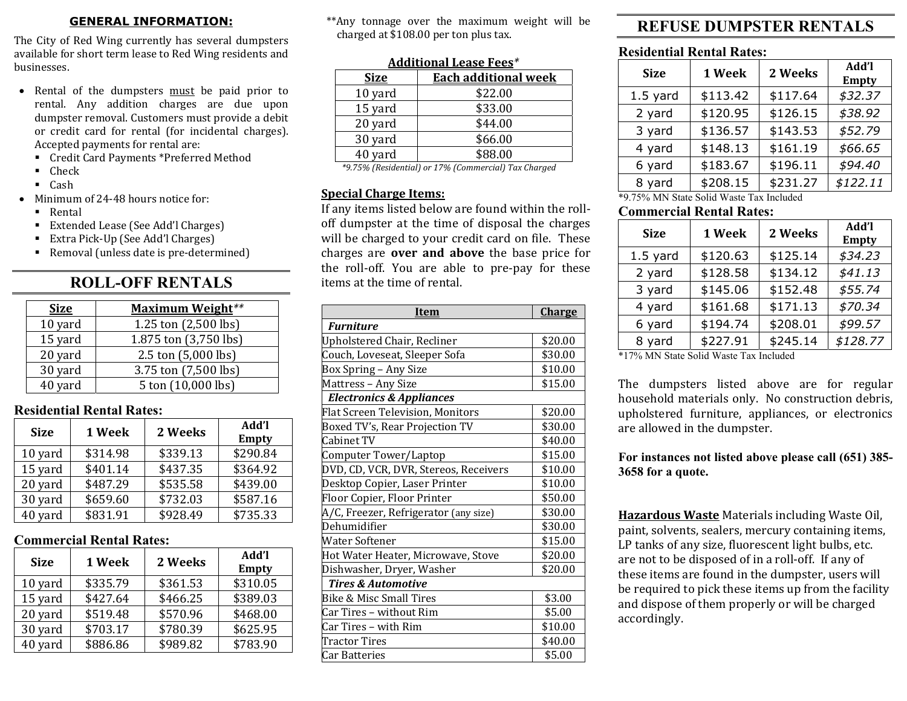**GENERAL INFORMATION:**

The City of Red Wing currently has several dumpsters available for short term lease to Red Wing residents and businesses.

- Rental of the dumpsters must be paid prior to rental. Any addition charges are due upon dumpster removal. Customers must provide a debit or credit card for rental (for incidental charges). Accepted payments for rental are:
  - Credit Card Payments *Preferred Method
  - Check
  - Cash
- Minimum of 24-48 hours notice for:
  - Rental
  - Extended Lease (See Add'l Charges)
  - Extra Pick-Up (See Add'l Charges)
  - Removal (unless date is pre-determined)

## ROLL-OFF RENTALS

| Size | Maximum Weight** |
|---|---|
| 10 yard | 1.25 ton (2,500 lbs) |
| 15 yard | 1.875 ton (3,750 lbs) |
| 20 yard | 2.5 ton (5,000 lbs) |
| 30 yard | 3.75 ton (7,500 lbs) |
| 40 yard | 5 ton (10,000 lbs) |

**Residential Rental Rates:**

| Size | 1 Week | 2 Weeks | Add'l Empty |
|---|---|---|---|
| 10 yard | $314.98 | $339.13 | $290.84 |
| 15 yard | $401.14 | $437.35 | $364.92 |
| 20 yard | $487.29 | $535.58 | $439.00 |
| 30 yard | $659.60 | $732.03 | $587.16 |
| 40 yard | $831.91 | $928.49 | $735.33 |

**Commercial Rental Rates:**

| Size | 1 Week | 2 Weeks | Add'l Empty |
|---|---|---|---|
| 10 yard | $335.79 | $361.53 | $310.05 |
| 15 yard | $427.64 | $466.25 | $389.03 |
| 20 yard | $519.48 | $570.96 | $468.00 |
| 30 yard | $703.17 | $780.39 | $625.95 |
| 40 yard | $886.86 | $989.82 | $783.90 |

**Any tonnage over the maximum weight will be charged at $108.00 per ton plus tax.

**Additional Lease Fees***

| Size | Each additional week |
|---|---|
| 10 yard | $22.00 |
| 15 yard | $33.00 |
| 20 yard | $44.00 |
| 30 yard | $66.00 |
| 40 yard | $88.00 |

*9.75% (Residential) or 17% (Commercial) Tax Charged

**Special Charge Items:**

If any items listed below are found within the roll-off dumpster at the time of disposal the charges will be charged to your credit card on file. These charges are **over and above** the base price for the roll-off. You are able to pre-pay for these items at the time of rental.

| Item | Charge |
|---|---|
| ***Furniture*** | |
| Upholstered Chair, Recliner | $20.00 |
| Couch, Loveseat, Sleeper Sofa | $30.00 |
| Box Spring – Any Size | $10.00 |
| Mattress – Any Size | $15.00 |
| ***Electronics & Appliances*** | |
| Flat Screen Television, Monitors | $20.00 |
| Boxed TV's, Rear Projection TV | $30.00 |
| Cabinet TV | $40.00 |
| Computer Tower/Laptop | $15.00 |
| DVD, CD, VCR, DVR, Stereos, Receivers | $10.00 |
| Desktop Copier, Laser Printer | $10.00 |
| Floor Copier, Floor Printer | $50.00 |
| A/C, Freezer, Refrigerator (any size) | $30.00 |
| Dehumidifier | $30.00 |
| Water Softener | $15.00 |
| Hot Water Heater, Microwave, Stove | $20.00 |
| Dishwasher, Dryer, Washer | $20.00 |
| ***Tires & Automotive*** | |
| Bike & Misc Small Tires | $3.00 |
| Car Tires – without Rim | $5.00 |
| Car Tires – with Rim | $10.00 |
| Tractor Tires | $40.00 |
| Car Batteries | $5.00 |

## REFUSE DUMPSTER RENTALS

**Residential Rental Rates:**

| Size | 1 Week | 2 Weeks | Add'l Empty |
|---|---|---|---|
| 1.5 yard | $113.42 | $117.64 | *$32.37* |
| 2 yard | $120.95 | $126.15 | *$38.92* |
| 3 yard | $136.57 | $143.53 | *$52.79* |
| 4 yard | $148.13 | $161.19 | *$66.65* |
| 6 yard | $183.67 | $196.11 | *$94.40* |
| 8 yard | $208.15 | $231.27 | *$122.11* |

*9.75% MN State Solid Waste Tax Included

**Commercial Rental Rates:**

| Size | 1 Week | 2 Weeks | Add'l Empty |
|---|---|---|---|
| 1.5 yard | $120.63 | $125.14 | *$34.23* |
| 2 yard | $128.58 | $134.12 | *$41.13* |
| 3 yard | $145.06 | $152.48 | *$55.74* |
| 4 yard | $161.68 | $171.13 | *$70.34* |
| 6 yard | $194.74 | $208.01 | *$99.57* |
| 8 yard | $227.91 | $245.14 | *$128.77* |

*17% MN State Solid Waste Tax Included

The dumpsters listed above are for regular household materials only. No construction debris, upholstered furniture, appliances, or electronics are allowed in the dumpster.

**For instances not listed above please call (651) 385-3658 for a quote.**

**Hazardous Waste** Materials including Waste Oil, paint, solvents, sealers, mercury containing items, LP tanks of any size, fluorescent light bulbs, etc. are not to be disposed of in a roll-off. If any of these items are found in the dumpster, users will be required to pick these items up from the facility and dispose of them properly or will be charged accordingly.